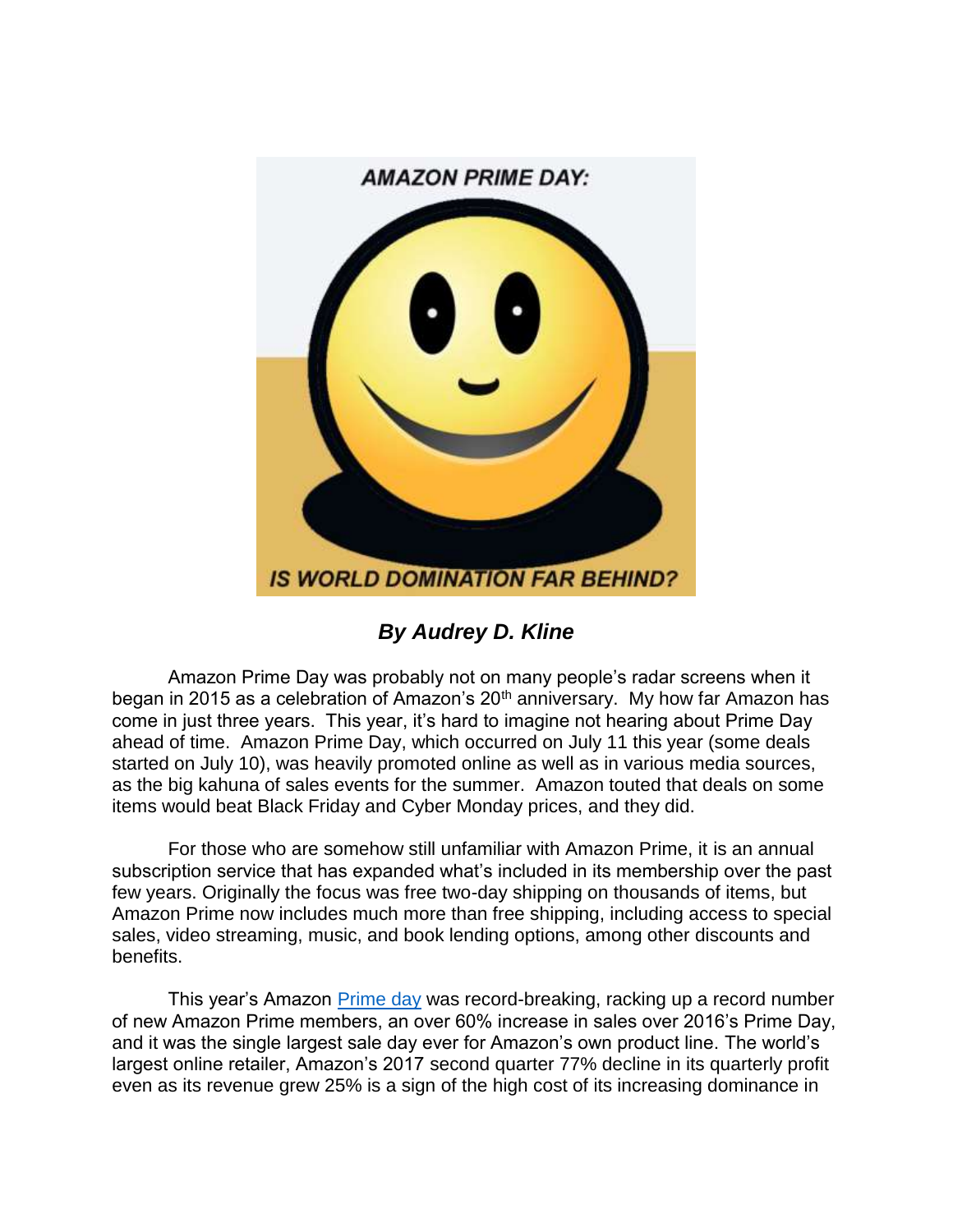AMAZON PRIME DAY:

IS WORLD DOMINATION FAR BEHIND?

***By Audrey D. Kline***

Amazon Prime Day was probably not on many people's radar screens when it began in 2015 as a celebration of Amazon's 20th anniversary. My how far Amazon has come in just three years. This year, it's hard to imagine not hearing about Prime Day ahead of time. Amazon Prime Day, which occurred on July 11 this year (some deals started on July 10), was heavily promoted online as well as in various media sources, as the big kahuna of sales events for the summer. Amazon touted that deals on some items would beat Black Friday and Cyber Monday prices, and they did.

For those who are somehow still unfamiliar with Amazon Prime, it is an annual subscription service that has expanded what's included in its membership over the past few years. Originally the focus was free two-day shipping on thousands of items, but Amazon Prime now includes much more than free shipping, including access to special sales, video streaming, music, and book lending options, among other discounts and benefits.

This year's Amazon Prime day was record-breaking, racking up a record number of new Amazon Prime members, an over 60% increase in sales over 2016's Prime Day, and it was the single largest sale day ever for Amazon's own product line. The world's largest online retailer, Amazon's 2017 second quarter 77% decline in its quarterly profit even as its revenue grew 25% is a sign of the high cost of its increasing dominance in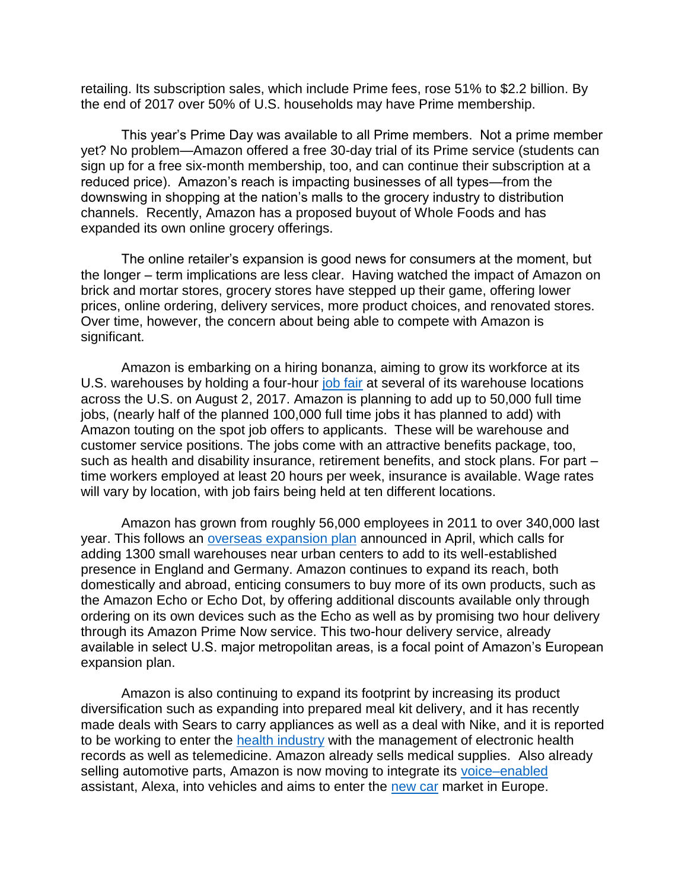retailing. Its subscription sales, which include Prime fees, rose 51% to $2.2 billion. By the end of 2017 over 50% of U.S. households may have Prime membership.

This year's Prime Day was available to all Prime members. Not a prime member yet? No problem—Amazon offered a free 30-day trial of its Prime service (students can sign up for a free six-month membership, too, and can continue their subscription at a reduced price). Amazon's reach is impacting businesses of all types—from the downswing in shopping at the nation's malls to the grocery industry to distribution channels. Recently, Amazon has a proposed buyout of Whole Foods and has expanded its own online grocery offerings.

The online retailer's expansion is good news for consumers at the moment, but the longer – term implications are less clear. Having watched the impact of Amazon on brick and mortar stores, grocery stores have stepped up their game, offering lower prices, online ordering, delivery services, more product choices, and renovated stores. Over time, however, the concern about being able to compete with Amazon is significant.

Amazon is embarking on a hiring bonanza, aiming to grow its workforce at its U.S. warehouses by holding a four-hour job fair at several of its warehouse locations across the U.S. on August 2, 2017. Amazon is planning to add up to 50,000 full time jobs, (nearly half of the planned 100,000 full time jobs it has planned to add) with Amazon touting on the spot job offers to applicants. These will be warehouse and customer service positions. The jobs come with an attractive benefits package, too, such as health and disability insurance, retirement benefits, and stock plans. For part – time workers employed at least 20 hours per week, insurance is available. Wage rates will vary by location, with job fairs being held at ten different locations.

Amazon has grown from roughly 56,000 employees in 2011 to over 340,000 last year. This follows an overseas expansion plan announced in April, which calls for adding 1300 small warehouses near urban centers to add to its well-established presence in England and Germany. Amazon continues to expand its reach, both domestically and abroad, enticing consumers to buy more of its own products, such as the Amazon Echo or Echo Dot, by offering additional discounts available only through ordering on its own devices such as the Echo as well as by promising two hour delivery through its Amazon Prime Now service. This two-hour delivery service, already available in select U.S. major metropolitan areas, is a focal point of Amazon's European expansion plan.

Amazon is also continuing to expand its footprint by increasing its product diversification such as expanding into prepared meal kit delivery, and it has recently made deals with Sears to carry appliances as well as a deal with Nike, and it is reported to be working to enter the health industry with the management of electronic health records as well as telemedicine. Amazon already sells medical supplies. Also already selling automotive parts, Amazon is now moving to integrate its voice–enabled assistant, Alexa, into vehicles and aims to enter the new car market in Europe.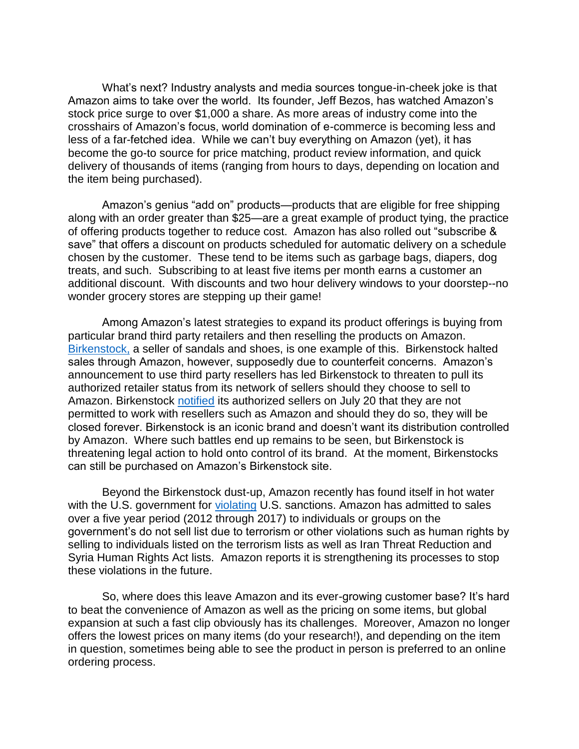What's next? Industry analysts and media sources tongue-in-cheek joke is that Amazon aims to take over the world. Its founder, Jeff Bezos, has watched Amazon's stock price surge to over $1,000 a share. As more areas of industry come into the crosshairs of Amazon's focus, world domination of e-commerce is becoming less and less of a far-fetched idea. While we can't buy everything on Amazon (yet), it has become the go-to source for price matching, product review information, and quick delivery of thousands of items (ranging from hours to days, depending on location and the item being purchased).

Amazon's genius "add on" products—products that are eligible for free shipping along with an order greater than $25—are a great example of product tying, the practice of offering products together to reduce cost. Amazon has also rolled out "subscribe & save" that offers a discount on products scheduled for automatic delivery on a schedule chosen by the customer. These tend to be items such as garbage bags, diapers, dog treats, and such. Subscribing to at least five items per month earns a customer an additional discount. With discounts and two hour delivery windows to your doorstep--no wonder grocery stores are stepping up their game!

Among Amazon's latest strategies to expand its product offerings is buying from particular brand third party retailers and then reselling the products on Amazon. Birkenstock, a seller of sandals and shoes, is one example of this. Birkenstock halted sales through Amazon, however, supposedly due to counterfeit concerns. Amazon's announcement to use third party resellers has led Birkenstock to threaten to pull its authorized retailer status from its network of sellers should they choose to sell to Amazon. Birkenstock notified its authorized sellers on July 20 that they are not permitted to work with resellers such as Amazon and should they do so, they will be closed forever. Birkenstock is an iconic brand and doesn't want its distribution controlled by Amazon. Where such battles end up remains to be seen, but Birkenstock is threatening legal action to hold onto control of its brand. At the moment, Birkenstocks can still be purchased on Amazon's Birkenstock site.

Beyond the Birkenstock dust-up, Amazon recently has found itself in hot water with the U.S. government for violating U.S. sanctions. Amazon has admitted to sales over a five year period (2012 through 2017) to individuals or groups on the government's do not sell list due to terrorism or other violations such as human rights by selling to individuals listed on the terrorism lists as well as Iran Threat Reduction and Syria Human Rights Act lists. Amazon reports it is strengthening its processes to stop these violations in the future.

So, where does this leave Amazon and its ever-growing customer base? It's hard to beat the convenience of Amazon as well as the pricing on some items, but global expansion at such a fast clip obviously has its challenges. Moreover, Amazon no longer offers the lowest prices on many items (do your research!), and depending on the item in question, sometimes being able to see the product in person is preferred to an online ordering process.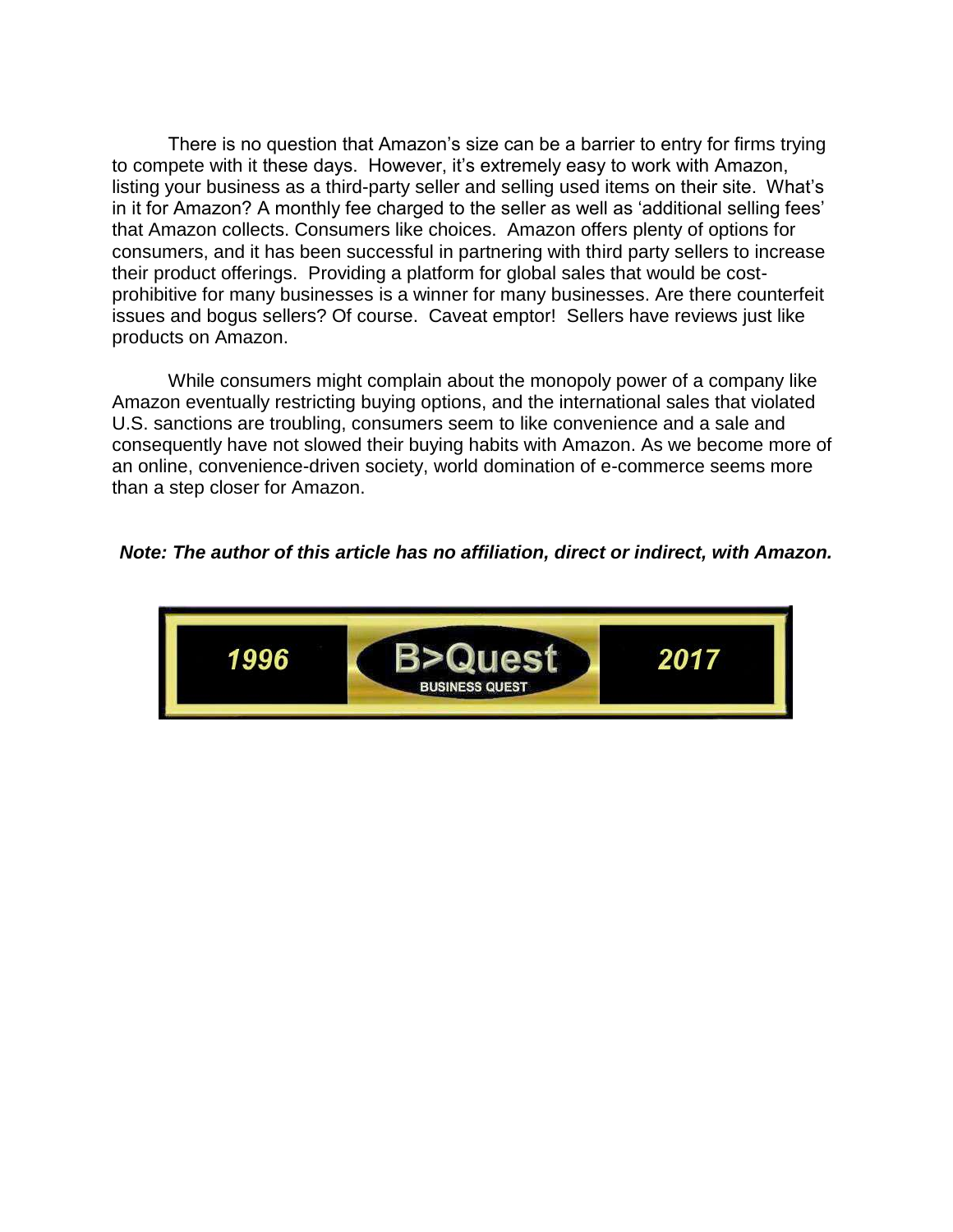There is no question that Amazon's size can be a barrier to entry for firms trying to compete with it these days. However, it's extremely easy to work with Amazon, listing your business as a third-party seller and selling used items on their site. What's in it for Amazon? A monthly fee charged to the seller as well as 'additional selling fees' that Amazon collects. Consumers like choices. Amazon offers plenty of options for consumers, and it has been successful in partnering with third party sellers to increase their product offerings. Providing a platform for global sales that would be cost-prohibitive for many businesses is a winner for many businesses. Are there counterfeit issues and bogus sellers? Of course. Caveat emptor! Sellers have reviews just like products on Amazon.

While consumers might complain about the monopoly power of a company like Amazon eventually restricting buying options, and the international sales that violated U.S. sanctions are troubling, consumers seem to like convenience and a sale and consequently have not slowed their buying habits with Amazon. As we become more of an online, convenience-driven society, world domination of e-commerce seems more than a step closer for Amazon.

***Note: The author of this article has no affiliation, direct or indirect, with Amazon.***

1996 B>Quest BUSINESS QUEST 2017